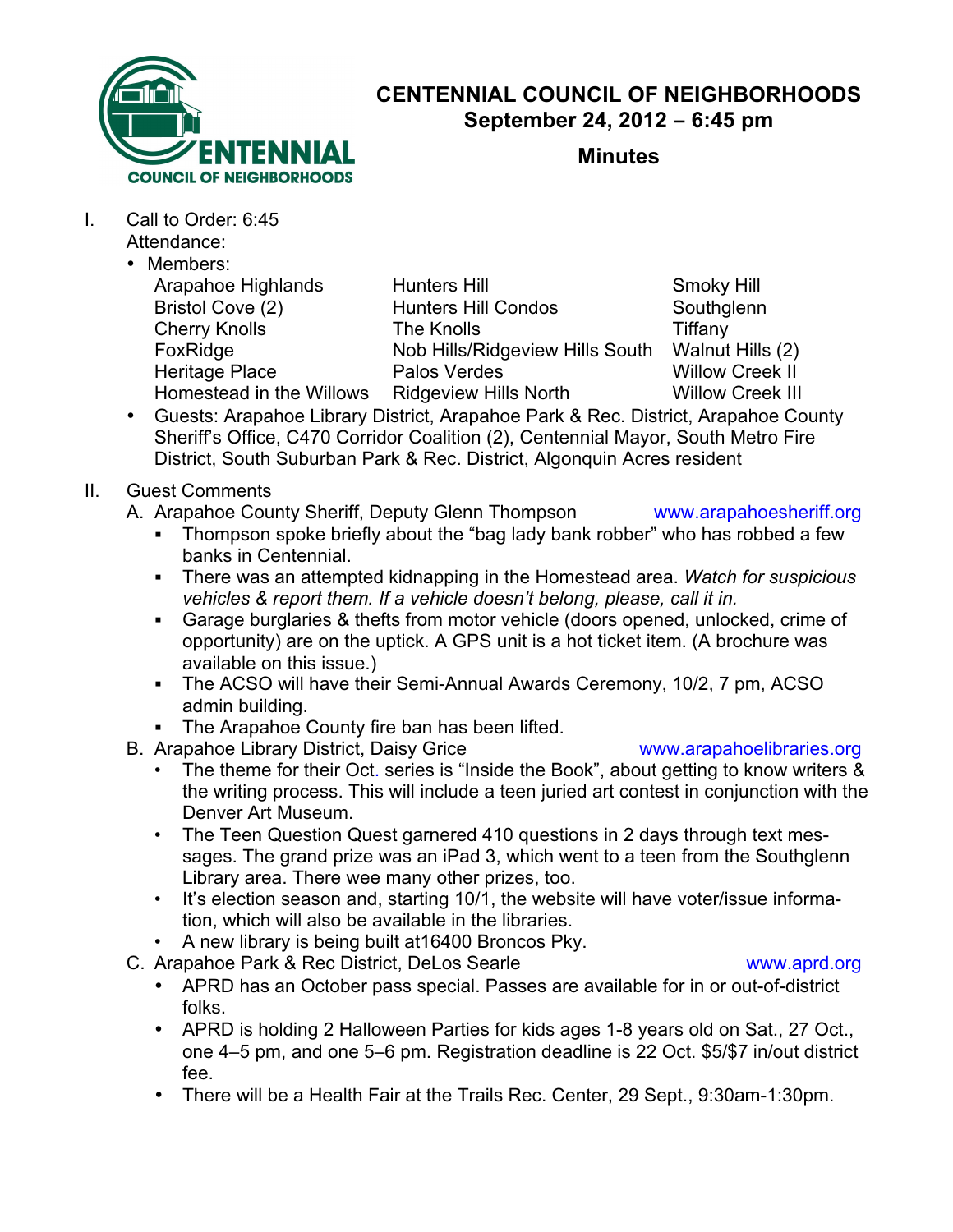# CENTENNIAL COUNCIL OF NEIGHBORHOODS

## September 24, 2012 – 6:45 pm

## Minutes

I. Call to Order: 6:45

Attendance:

- Members:

| | | |
|---|---|---|
| Arapahoe Highlands | Hunters Hill | Smoky Hill |
| Bristol Cove (2) | Hunters Hill Condos | Southglenn |
| Cherry Knolls | The Knolls | Tiffany |
| FoxRidge | Nob Hills/Ridgeview Hills South | Walnut Hills (2) |
| Heritage Place | Palos Verdes | Willow Creek II |
| Homestead in the Willows | Ridgeview Hills North | Willow Creek III |

- Guests: Arapahoe Library District, Arapahoe Park & Rec. District, Arapahoe County Sheriff's Office, C470 Corridor Coalition (2), Centennial Mayor, South Metro Fire District, South Suburban Park & Rec. District, Algonquin Acres resident

II. Guest Comments

A. Arapahoe County Sheriff, Deputy Glenn Thompson www.arapahoesheriff.org

- Thompson spoke briefly about the "bag lady bank robber" who has robbed a few banks in Centennial.
- There was an attempted kidnapping in the Homestead area. *Watch for suspicious vehicles & report them. If a vehicle doesn't belong, please, call it in.*
- Garage burglaries & thefts from motor vehicle (doors opened, unlocked, crime of opportunity) are on the uptick. A GPS unit is a hot ticket item. (A brochure was available on this issue.)
- The ACSO will have their Semi-Annual Awards Ceremony, 10/2, 7 pm, ACSO admin building.
- The Arapahoe County fire ban has been lifted.

B. Arapahoe Library District, Daisy Grice www.arapahoelibraries.org

- The theme for their Oct. series is "Inside the Book", about getting to know writers & the writing process. This will include a teen juried art contest in conjunction with the Denver Art Museum.
- The Teen Question Quest garnered 410 questions in 2 days through text messages. The grand prize was an iPad 3, which went to a teen from the Southglenn Library area. There wee many other prizes, too.
- It's election season and, starting 10/1, the website will have voter/issue information, which will also be available in the libraries.
- A new library is being built at16400 Broncos Pky.

C. Arapahoe Park & Rec District, DeLos Searle www.aprd.org

- APRD has an October pass special. Passes are available for in or out-of-district folks.
- APRD is holding 2 Halloween Parties for kids ages 1-8 years old on Sat., 27 Oct., one 4–5 pm, and one 5–6 pm. Registration deadline is 22 Oct. $5/$7 in/out district fee.
- There will be a Health Fair at the Trails Rec. Center, 29 Sept., 9:30am-1:30pm.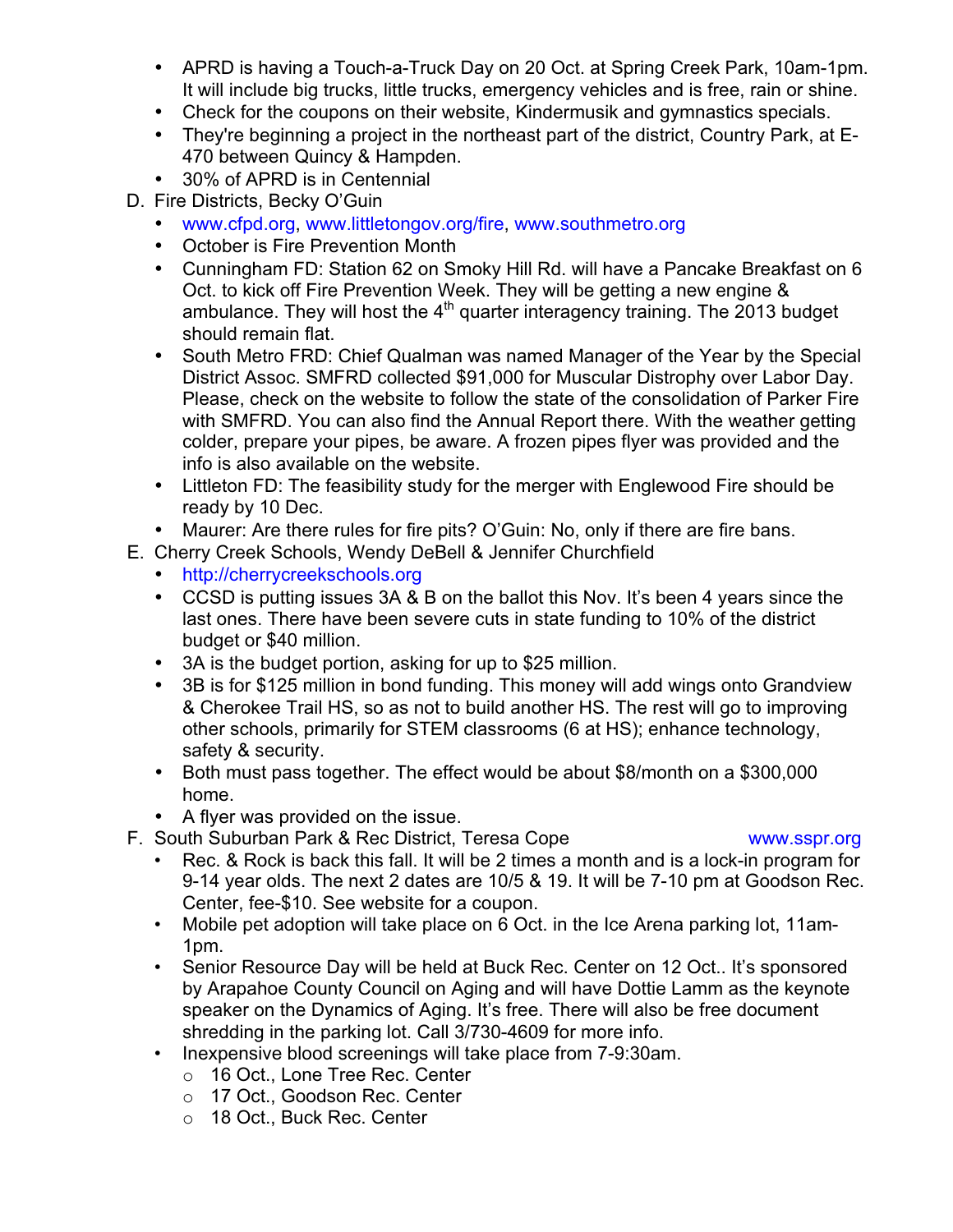- APRD is having a Touch-a-Truck Day on 20 Oct. at Spring Creek Park, 10am-1pm. It will include big trucks, little trucks, emergency vehicles and is free, rain or shine.
- Check for the coupons on their website, Kindermusik and gymnastics specials.
- They're beginning a project in the northeast part of the district, Country Park, at E-470 between Quincy & Hampden.
- 30% of APRD is in Centennial

D. Fire Districts, Becky O'Guin
- www.cfpd.org, www.littletongov.org/fire, www.southmetro.org
- October is Fire Prevention Month
- Cunningham FD: Station 62 on Smoky Hill Rd. will have a Pancake Breakfast on 6 Oct. to kick off Fire Prevention Week. They will be getting a new engine & ambulance. They will host the 4th quarter interagency training. The 2013 budget should remain flat.
- South Metro FRD: Chief Qualman was named Manager of the Year by the Special District Assoc. SMFRD collected $91,000 for Muscular Distrophy over Labor Day. Please, check on the website to follow the state of the consolidation of Parker Fire with SMFRD. You can also find the Annual Report there. With the weather getting colder, prepare your pipes, be aware. A frozen pipes flyer was provided and the info is also available on the website.
- Littleton FD: The feasibility study for the merger with Englewood Fire should be ready by 10 Dec.
- Maurer: Are there rules for fire pits? O'Guin: No, only if there are fire bans.

E. Cherry Creek Schools, Wendy DeBell & Jennifer Churchfield
- http://cherrycreekschools.org
- CCSD is putting issues 3A & B on the ballot this Nov. It's been 4 years since the last ones. There have been severe cuts in state funding to 10% of the district budget or $40 million.
- 3A is the budget portion, asking for up to $25 million.
- 3B is for $125 million in bond funding. This money will add wings onto Grandview & Cherokee Trail HS, so as not to build another HS. The rest will go to improving other schools, primarily for STEM classrooms (6 at HS); enhance technology, safety & security.
- Both must pass together. The effect would be about $8/month on a $300,000 home.
- A flyer was provided on the issue.

F. South Suburban Park & Rec District, Teresa Cope www.sspr.org
- Rec. & Rock is back this fall. It will be 2 times a month and is a lock-in program for 9-14 year olds. The next 2 dates are 10/5 & 19. It will be 7-10 pm at Goodson Rec. Center, fee-$10. See website for a coupon.
- Mobile pet adoption will take place on 6 Oct. in the Ice Arena parking lot, 11am-1pm.
- Senior Resource Day will be held at Buck Rec. Center on 12 Oct.. It's sponsored by Arapahoe County Council on Aging and will have Dottie Lamm as the keynote speaker on the Dynamics of Aging. It's free. There will also be free document shredding in the parking lot. Call 3/730-4609 for more info.
- Inexpensive blood screenings will take place from 7-9:30am.
  - 16 Oct., Lone Tree Rec. Center
  - 17 Oct., Goodson Rec. Center
  - 18 Oct., Buck Rec. Center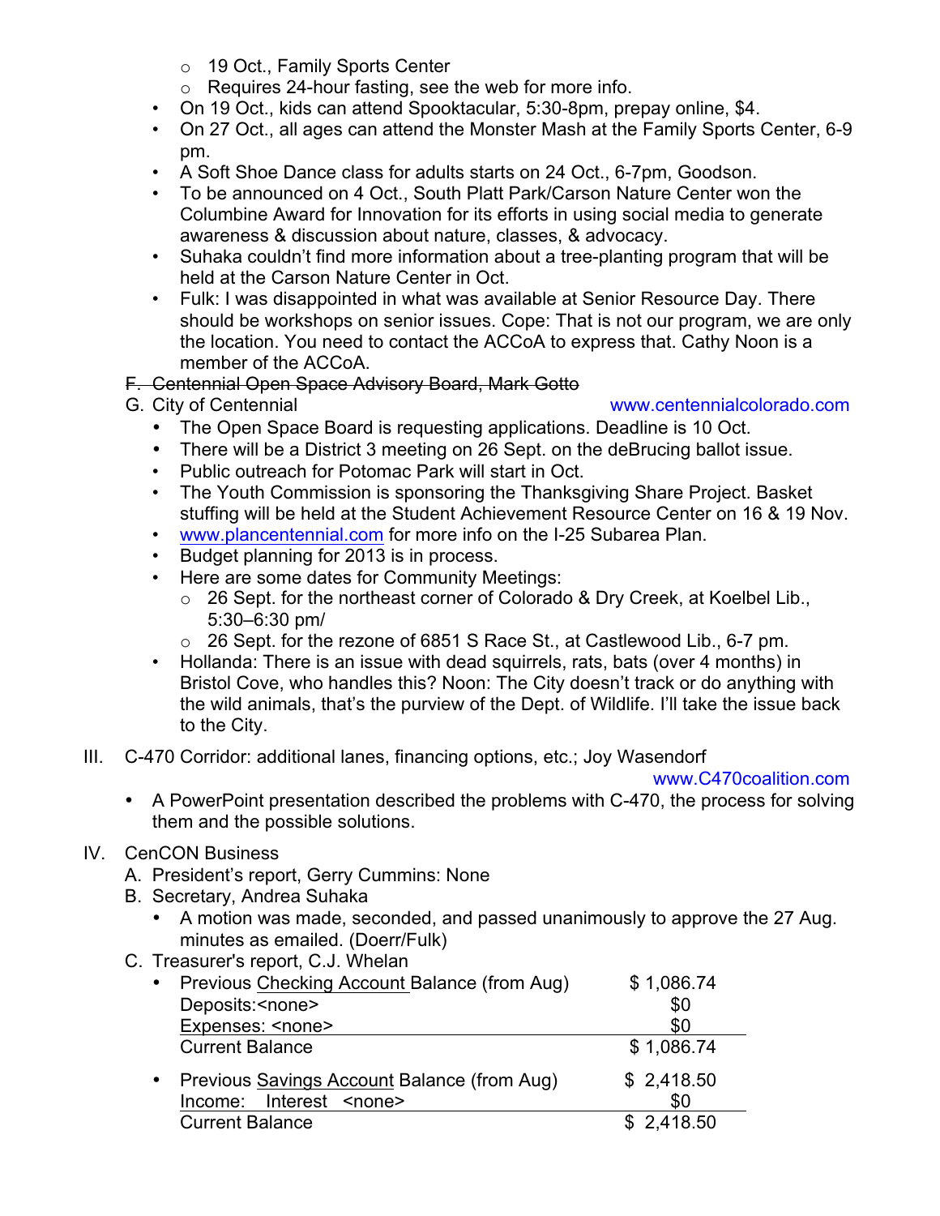- 19 Oct., Family Sports Center
  - Requires 24-hour fasting, see the web for more info.
- On 19 Oct., kids can attend Spooktacular, 5:30-8pm, prepay online, $4.
- On 27 Oct., all ages can attend the Monster Mash at the Family Sports Center, 6-9 pm.
- A Soft Shoe Dance class for adults starts on 24 Oct., 6-7pm, Goodson.
- To be announced on 4 Oct., South Platt Park/Carson Nature Center won the Columbine Award for Innovation for its efforts in using social media to generate awareness & discussion about nature, classes, & advocacy.
- Suhaka couldn't find more information about a tree-planting program that will be held at the Carson Nature Center in Oct.
- Fulk: I was disappointed in what was available at Senior Resource Day. There should be workshops on senior issues. Cope: That is not our program, we are only the location. You need to contact the ACCoA to express that. Cathy Noon is a member of the ACCoA.

F. ~~Centennial Open Space Advisory Board, Mark Gotto~~

G. City of Centennial www.centennialcolorado.com

- The Open Space Board is requesting applications. Deadline is 10 Oct.
- There will be a District 3 meeting on 26 Sept. on the deBrucing ballot issue.
- Public outreach for Potomac Park will start in Oct.
- The Youth Commission is sponsoring the Thanksgiving Share Project. Basket stuffing will be held at the Student Achievement Resource Center on 16 & 19 Nov.
- www.plancentennial.com for more info on the I-25 Subarea Plan.
- Budget planning for 2013 is in process.
- Here are some dates for Community Meetings:
  - 26 Sept. for the northeast corner of Colorado & Dry Creek, at Koelbel Lib., 5:30–6:30 pm/
  - 26 Sept. for the rezone of 6851 S Race St., at Castlewood Lib., 6-7 pm.
- Hollanda: There is an issue with dead squirrels, rats, bats (over 4 months) in Bristol Cove, who handles this? Noon: The City doesn't track or do anything with the wild animals, that's the purview of the Dept. of Wildlife. I'll take the issue back to the City.

III. C-470 Corridor: additional lanes, financing options, etc.; Joy Wasendorf www.C470coalition.com

- A PowerPoint presentation described the problems with C-470, the process for solving them and the possible solutions.

IV. CenCON Business

A. President's report, Gerry Cummins: None

B. Secretary, Andrea Suhaka

- A motion was made, seconded, and passed unanimously to approve the 27 Aug. minutes as emailed. (Doerr/Fulk)

C. Treasurer's report, C.J. Whelan

| | |
|---|---|
| Previous Checking Account Balance (from Aug) | $ 1,086.74 |
| Deposits:<none> | $0 |
| Expenses: <none> | $0 |
| Current Balance | $ 1,086.74 |

| | |
|---|---|
| Previous Savings Account Balance (from Aug) | $ 2,418.50 |
| Income: Interest <none> | $0 |
| Current Balance | $ 2,418.50 |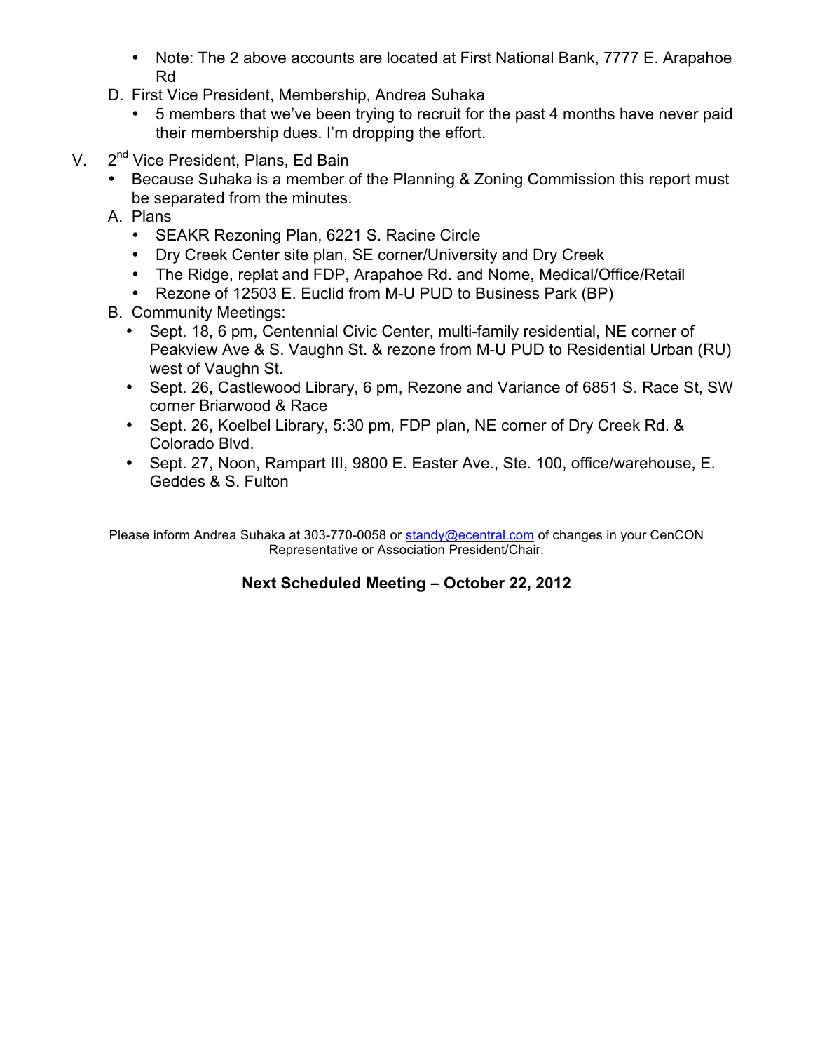- Note: The 2 above accounts are located at First National Bank, 7777 E. Arapahoe Rd

D. First Vice President, Membership, Andrea Suhaka
   - 5 members that we've been trying to recruit for the past 4 months have never paid their membership dues. I'm dropping the effort.

V. 2nd Vice President, Plans, Ed Bain
   - Because Suhaka is a member of the Planning & Zoning Commission this report must be separated from the minutes.

   A. Plans
      - SEAKR Rezoning Plan, 6221 S. Racine Circle
      - Dry Creek Center site plan, SE corner/University and Dry Creek
      - The Ridge, replat and FDP, Arapahoe Rd. and Nome, Medical/Office/Retail
      - Rezone of 12503 E. Euclid from M-U PUD to Business Park (BP)

   B. Community Meetings:
      - Sept. 18, 6 pm, Centennial Civic Center, multi-family residential, NE corner of Peakview Ave & S. Vaughn St. & rezone from M-U PUD to Residential Urban (RU) west of Vaughn St.
      - Sept. 26, Castlewood Library, 6 pm, Rezone and Variance of 6851 S. Race St, SW corner Briarwood & Race
      - Sept. 26, Koelbel Library, 5:30 pm, FDP plan, NE corner of Dry Creek Rd. & Colorado Blvd.
      - Sept. 27, Noon, Rampart III, 9800 E. Easter Ave., Ste. 100, office/warehouse, E. Geddes & S. Fulton

Please inform Andrea Suhaka at 303-770-0058 or standy@ecentral.com of changes in your CenCON Representative or Association President/Chair.

**Next Scheduled Meeting – October 22, 2012**